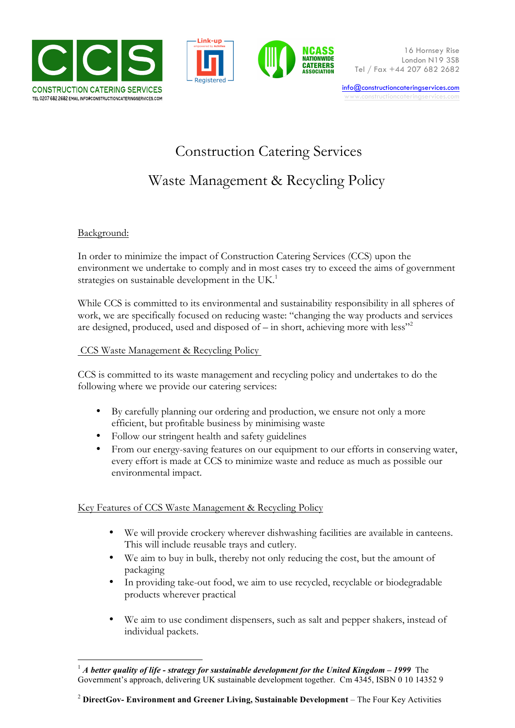CCS CONSTRUCTION CATERING SERVICES
TEL 0207 682 2682 EMAIL INFO@CONSTRUCTIONCATERINGSERVICES.COM

16 Hornsey Rise
London N19 3SB
Tel / Fax +44 207 682 2682

info@constructioncateringservices.com
www.constructioncateringservices.com

# Construction Catering Services

# Waste Management & Recycling Policy

## Background:

In order to minimize the impact of Construction Catering Services (CCS) upon the environment we undertake to comply and in most cases try to exceed the aims of government strategies on sustainable development in the UK.[1]

While CCS is committed to its environmental and sustainability responsibility in all spheres of work, we are specifically focused on reducing waste: "changing the way products and services are designed, produced, used and disposed of – in short, achieving more with less"[2]

## CCS Waste Management & Recycling Policy

CCS is committed to its waste management and recycling policy and undertakes to do the following where we provide our catering services:

- By carefully planning our ordering and production, we ensure not only a more efficient, but profitable business by minimising waste
- Follow our stringent health and safety guidelines
- From our energy-saving features on our equipment to our efforts in conserving water, every effort is made at CCS to minimize waste and reduce as much as possible our environmental impact.

## Key Features of CCS Waste Management & Recycling Policy

- We will provide crockery wherever dishwashing facilities are available in canteens. This will include reusable trays and cutlery.
- We aim to buy in bulk, thereby not only reducing the cost, but the amount of packaging
- In providing take-out food, we aim to use recycled, recyclable or biodegradable products wherever practical
- We aim to use condiment dispensers, such as salt and pepper shakers, instead of individual packets.

---

[1] ***A better quality of life - strategy for sustainable development for the United Kingdom – 1999*** The Government's approach, delivering UK sustainable development together. Cm 4345, ISBN 0 10 14352 9

[2] **DirectGov- Environment and Greener Living, Sustainable Development** – The Four Key Activities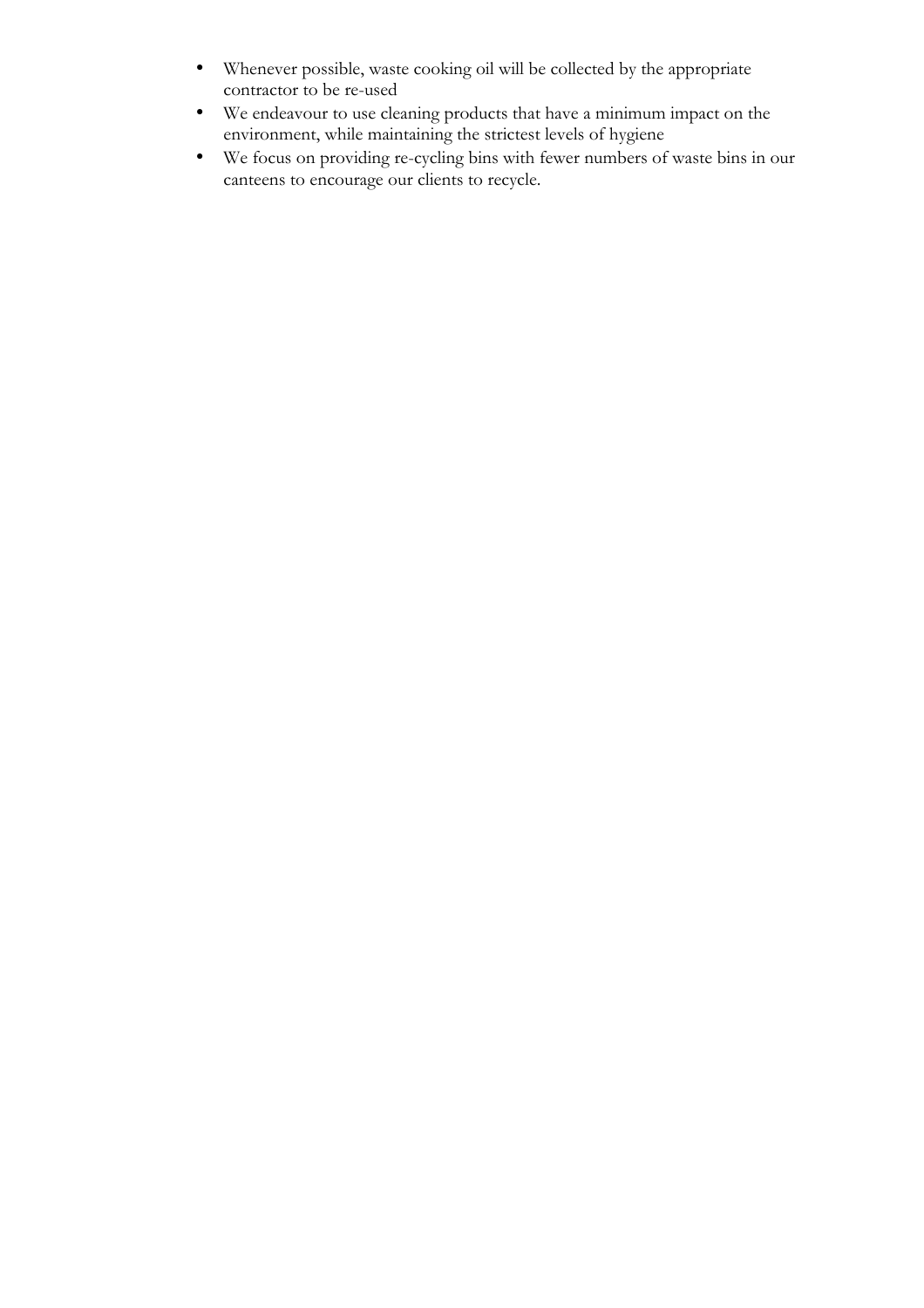- Whenever possible, waste cooking oil will be collected by the appropriate contractor to be re-used
- We endeavour to use cleaning products that have a minimum impact on the environment, while maintaining the strictest levels of hygiene
- We focus on providing re-cycling bins with fewer numbers of waste bins in our canteens to encourage our clients to recycle.